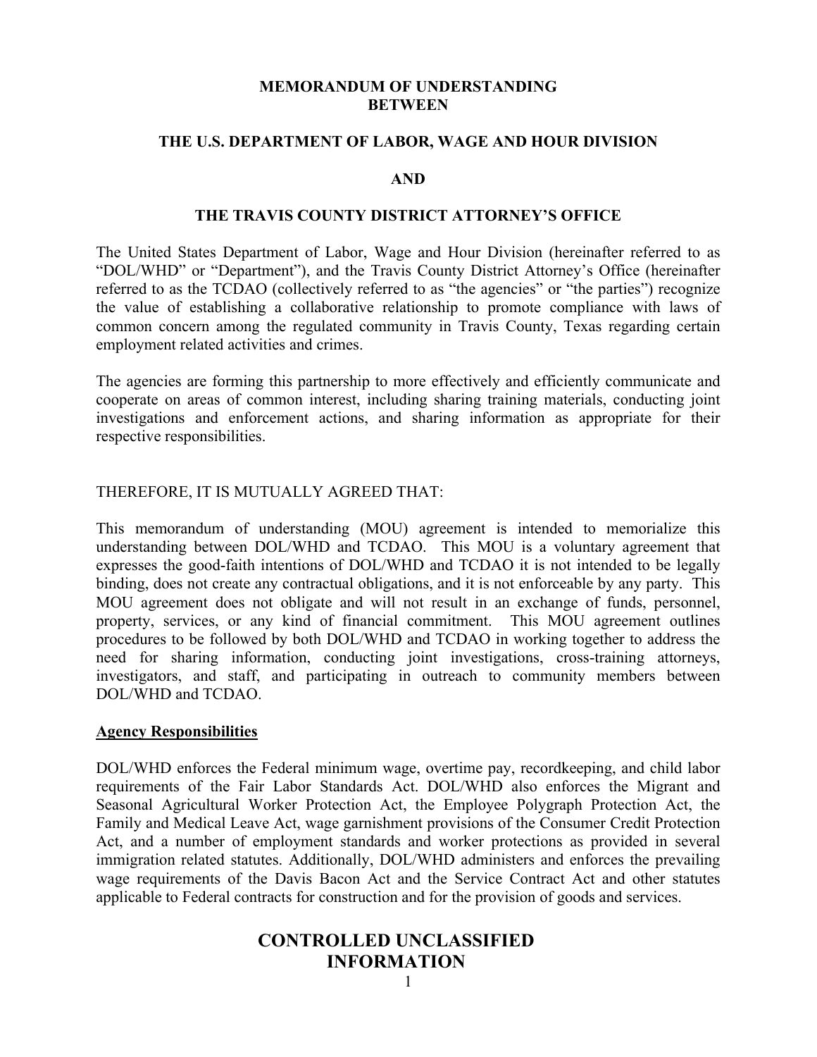**MEMORANDUM OF UNDERSTANDING**
**BETWEEN**

**THE U.S. DEPARTMENT OF LABOR, WAGE AND HOUR DIVISION**

**AND**

**THE TRAVIS COUNTY DISTRICT ATTORNEY'S OFFICE**

The United States Department of Labor, Wage and Hour Division (hereinafter referred to as "DOL/WHD" or "Department"), and the Travis County District Attorney's Office (hereinafter referred to as the TCDAO (collectively referred to as "the agencies" or "the parties") recognize the value of establishing a collaborative relationship to promote compliance with laws of common concern among the regulated community in Travis County, Texas regarding certain employment related activities and crimes.

The agencies are forming this partnership to more effectively and efficiently communicate and cooperate on areas of common interest, including sharing training materials, conducting joint investigations and enforcement actions, and sharing information as appropriate for their respective responsibilities.

THEREFORE, IT IS MUTUALLY AGREED THAT:

This memorandum of understanding (MOU) agreement is intended to memorialize this understanding between DOL/WHD and TCDAO. This MOU is a voluntary agreement that expresses the good-faith intentions of DOL/WHD and TCDAO it is not intended to be legally binding, does not create any contractual obligations, and it is not enforceable by any party. This MOU agreement does not obligate and will not result in an exchange of funds, personnel, property, services, or any kind of financial commitment. This MOU agreement outlines procedures to be followed by both DOL/WHD and TCDAO in working together to address the need for sharing information, conducting joint investigations, cross-training attorneys, investigators, and staff, and participating in outreach to community members between DOL/WHD and TCDAO.

**Agency Responsibilities**

DOL/WHD enforces the Federal minimum wage, overtime pay, recordkeeping, and child labor requirements of the Fair Labor Standards Act. DOL/WHD also enforces the Migrant and Seasonal Agricultural Worker Protection Act, the Employee Polygraph Protection Act, the Family and Medical Leave Act, wage garnishment provisions of the Consumer Credit Protection Act, and a number of employment standards and worker protections as provided in several immigration related statutes. Additionally, DOL/WHD administers and enforces the prevailing wage requirements of the Davis Bacon Act and the Service Contract Act and other statutes applicable to Federal contracts for construction and for the provision of goods and services.

**CONTROLLED UNCLASSIFIED INFORMATION**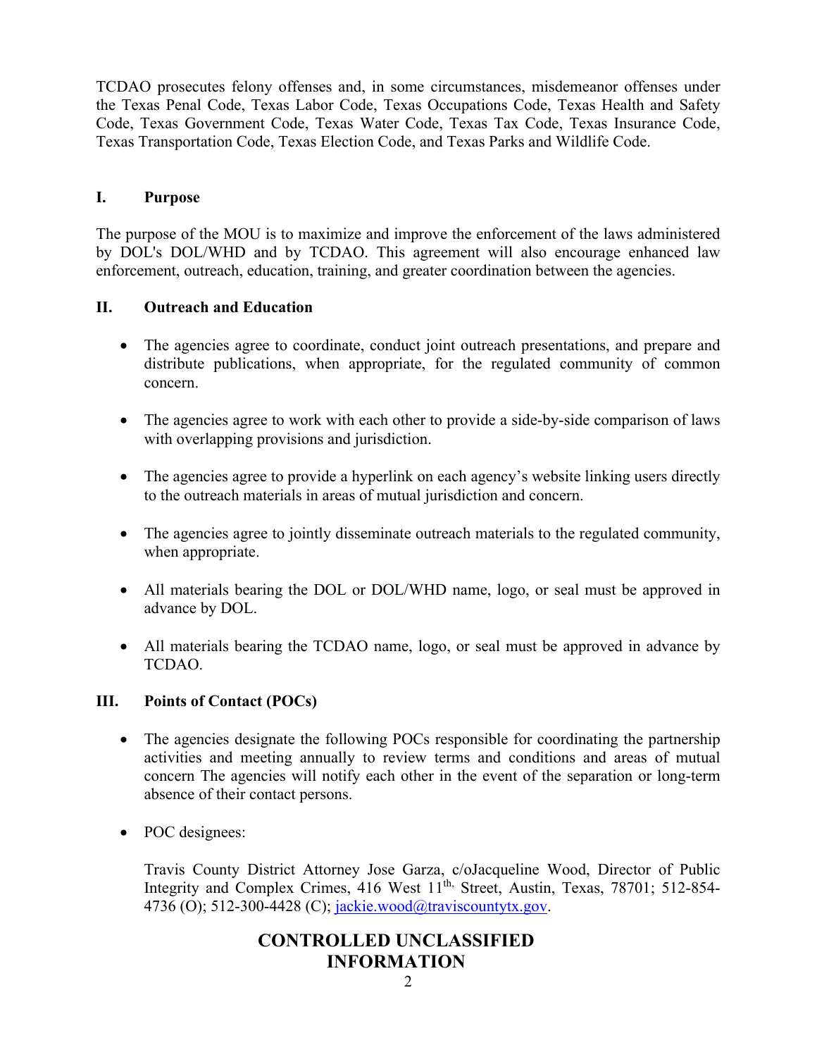TCDAO prosecutes felony offenses and, in some circumstances, misdemeanor offenses under the Texas Penal Code, Texas Labor Code, Texas Occupations Code, Texas Health and Safety Code, Texas Government Code, Texas Water Code, Texas Tax Code, Texas Insurance Code, Texas Transportation Code, Texas Election Code, and Texas Parks and Wildlife Code.

## I. Purpose

The purpose of the MOU is to maximize and improve the enforcement of the laws administered by DOL's DOL/WHD and by TCDAO. This agreement will also encourage enhanced law enforcement, outreach, education, training, and greater coordination between the agencies.

## II. Outreach and Education

- The agencies agree to coordinate, conduct joint outreach presentations, and prepare and distribute publications, when appropriate, for the regulated community of common concern.
- The agencies agree to work with each other to provide a side-by-side comparison of laws with overlapping provisions and jurisdiction.
- The agencies agree to provide a hyperlink on each agency's website linking users directly to the outreach materials in areas of mutual jurisdiction and concern.
- The agencies agree to jointly disseminate outreach materials to the regulated community, when appropriate.
- All materials bearing the DOL or DOL/WHD name, logo, or seal must be approved in advance by DOL.
- All materials bearing the TCDAO name, logo, or seal must be approved in advance by TCDAO.

## III. Points of Contact (POCs)

- The agencies designate the following POCs responsible for coordinating the partnership activities and meeting annually to review terms and conditions and areas of mutual concern The agencies will notify each other in the event of the separation or long-term absence of their contact persons.
- POC designees:

  Travis County District Attorney Jose Garza, c/oJacqueline Wood, Director of Public Integrity and Complex Crimes, 416 West 11th, Street, Austin, Texas, 78701; 512-854-4736 (O); 512-300-4428 (C); jackie.wood@traviscountytx.gov.

**CONTROLLED UNCLASSIFIED INFORMATION**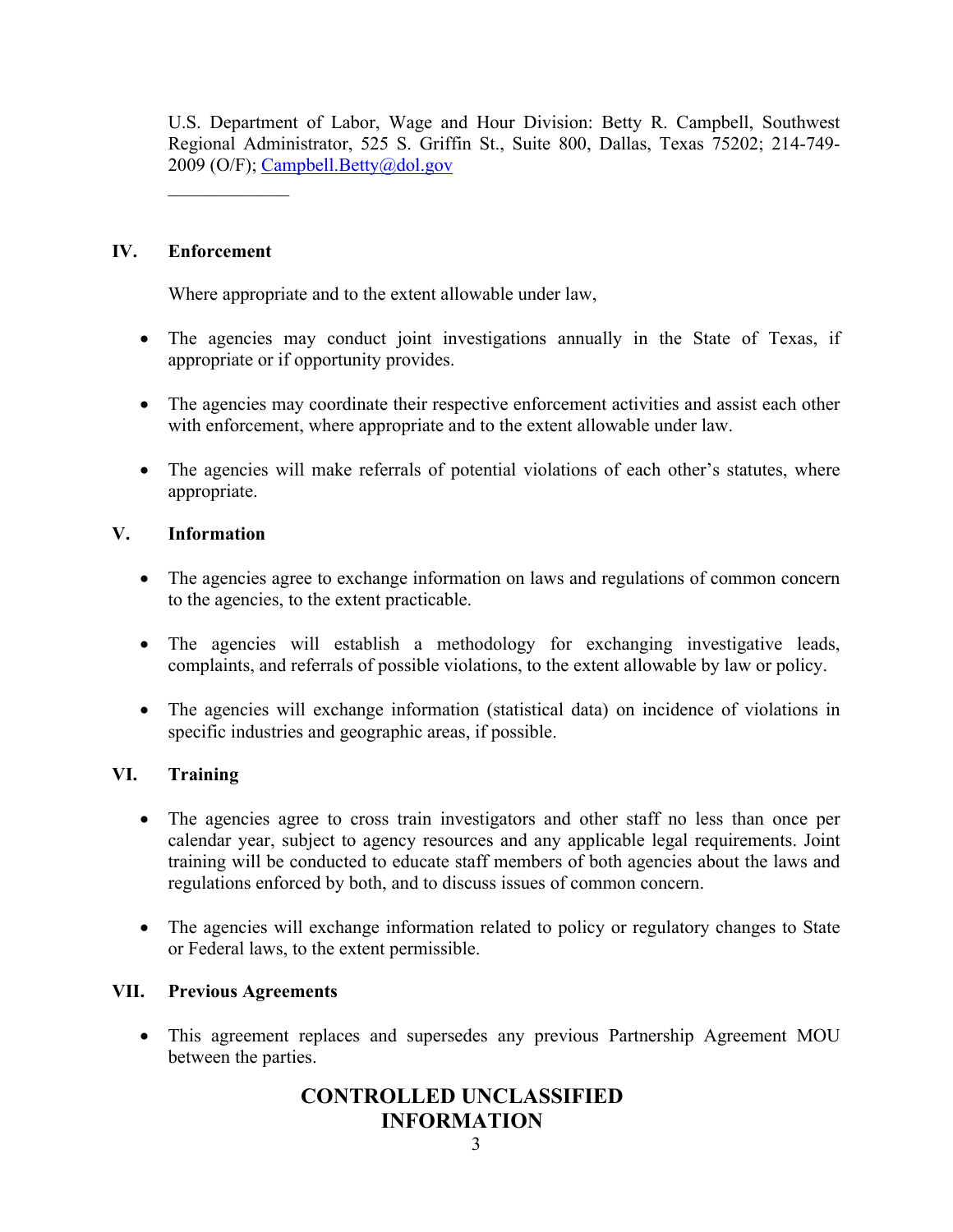U.S. Department of Labor, Wage and Hour Division: Betty R. Campbell, Southwest Regional Administrator, 525 S. Griffin St., Suite 800, Dallas, Texas 75202; 214-749-2009 (O/F); Campbell.Betty@dol.gov

______________

## IV. Enforcement

Where appropriate and to the extent allowable under law,

- The agencies may conduct joint investigations annually in the State of Texas, if appropriate or if opportunity provides.
- The agencies may coordinate their respective enforcement activities and assist each other with enforcement, where appropriate and to the extent allowable under law.
- The agencies will make referrals of potential violations of each other's statutes, where appropriate.

## V. Information

- The agencies agree to exchange information on laws and regulations of common concern to the agencies, to the extent practicable.
- The agencies will establish a methodology for exchanging investigative leads, complaints, and referrals of possible violations, to the extent allowable by law or policy.
- The agencies will exchange information (statistical data) on incidence of violations in specific industries and geographic areas, if possible.

## VI. Training

- The agencies agree to cross train investigators and other staff no less than once per calendar year, subject to agency resources and any applicable legal requirements. Joint training will be conducted to educate staff members of both agencies about the laws and regulations enforced by both, and to discuss issues of common concern.
- The agencies will exchange information related to policy or regulatory changes to State or Federal laws, to the extent permissible.

## VII. Previous Agreements

- This agreement replaces and supersedes any previous Partnership Agreement MOU between the parties.

**CONTROLLED UNCLASSIFIED INFORMATION**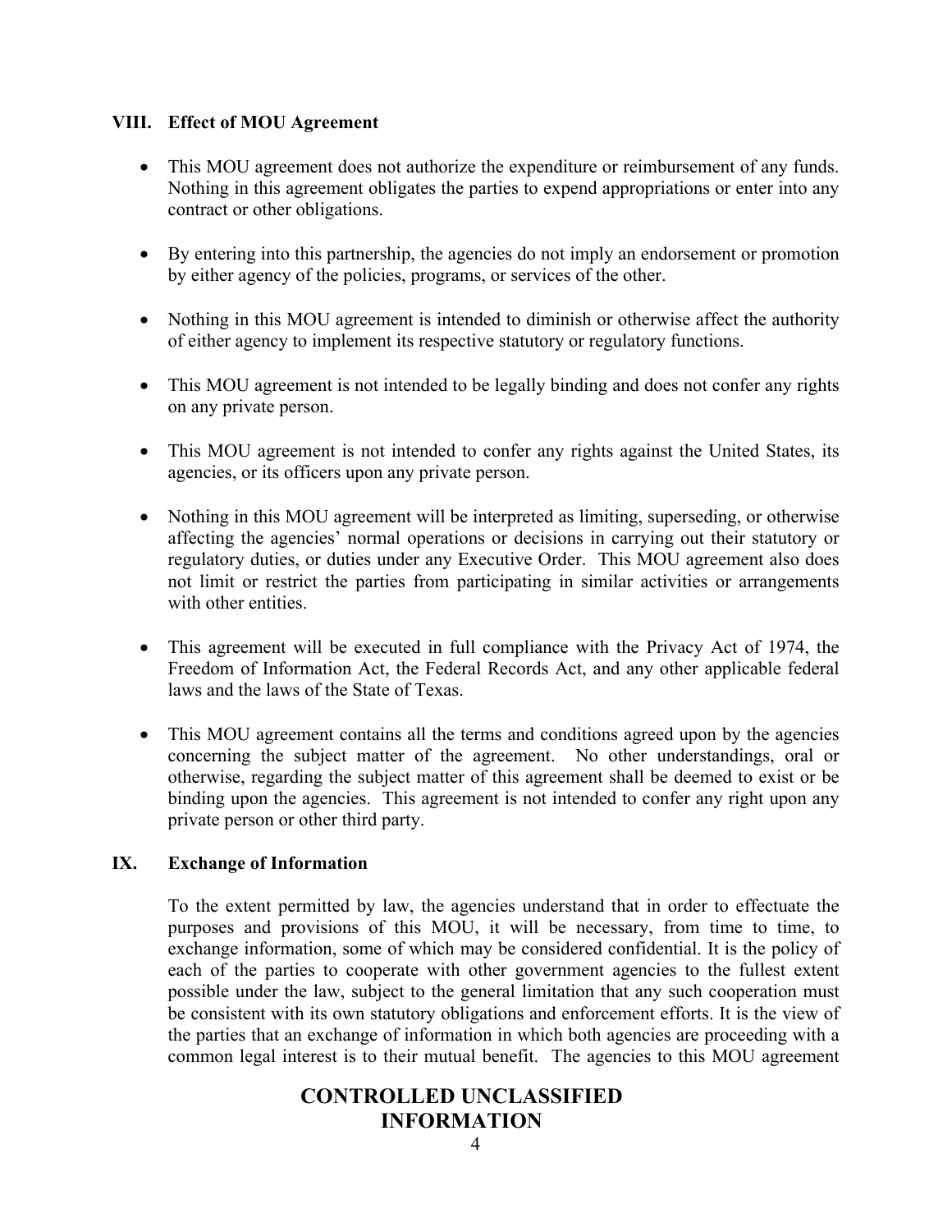## VIII. Effect of MOU Agreement

- This MOU agreement does not authorize the expenditure or reimbursement of any funds. Nothing in this agreement obligates the parties to expend appropriations or enter into any contract or other obligations.

- By entering into this partnership, the agencies do not imply an endorsement or promotion by either agency of the policies, programs, or services of the other.

- Nothing in this MOU agreement is intended to diminish or otherwise affect the authority of either agency to implement its respective statutory or regulatory functions.

- This MOU agreement is not intended to be legally binding and does not confer any rights on any private person.

- This MOU agreement is not intended to confer any rights against the United States, its agencies, or its officers upon any private person.

- Nothing in this MOU agreement will be interpreted as limiting, superseding, or otherwise affecting the agencies' normal operations or decisions in carrying out their statutory or regulatory duties, or duties under any Executive Order. This MOU agreement also does not limit or restrict the parties from participating in similar activities or arrangements with other entities.

- This agreement will be executed in full compliance with the Privacy Act of 1974, the Freedom of Information Act, the Federal Records Act, and any other applicable federal laws and the laws of the State of Texas.

- This MOU agreement contains all the terms and conditions agreed upon by the agencies concerning the subject matter of the agreement. No other understandings, oral or otherwise, regarding the subject matter of this agreement shall be deemed to exist or be binding upon the agencies. This agreement is not intended to confer any right upon any private person or other third party.

## IX. Exchange of Information

To the extent permitted by law, the agencies understand that in order to effectuate the purposes and provisions of this MOU, it will be necessary, from time to time, to exchange information, some of which may be considered confidential. It is the policy of each of the parties to cooperate with other government agencies to the fullest extent possible under the law, subject to the general limitation that any such cooperation must be consistent with its own statutory obligations and enforcement efforts. It is the view of the parties that an exchange of information in which both agencies are proceeding with a common legal interest is to their mutual benefit. The agencies to this MOU agreement

**CONTROLLED UNCLASSIFIED INFORMATION**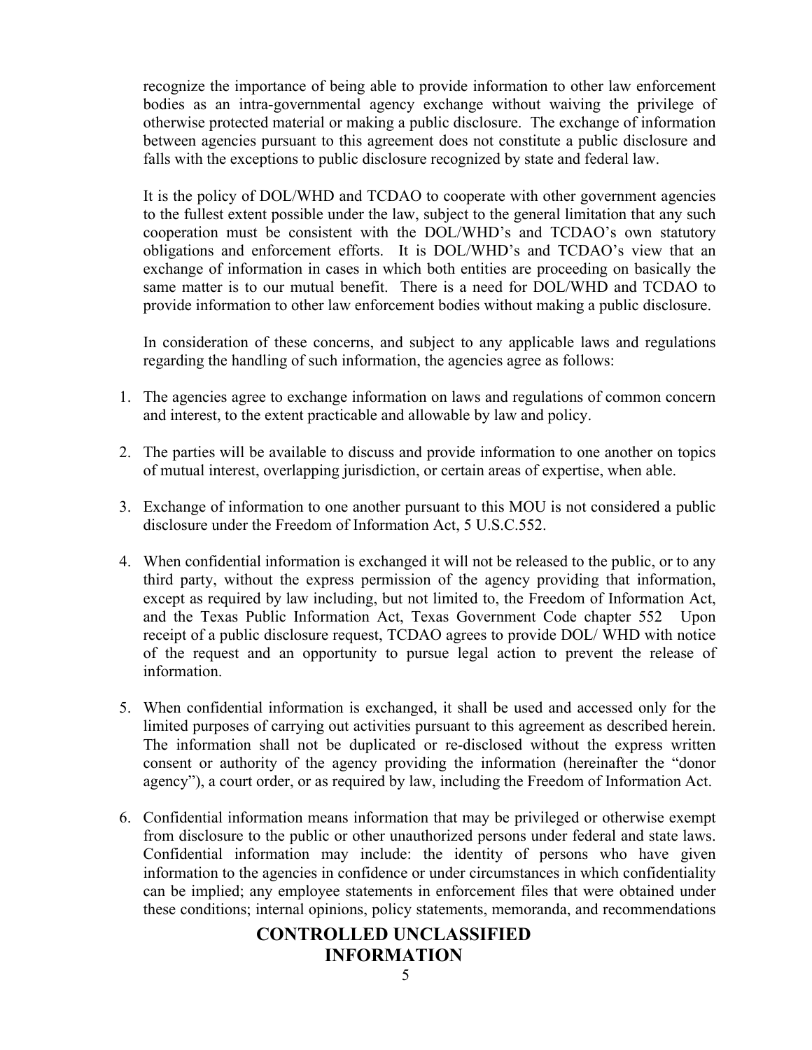recognize the importance of being able to provide information to other law enforcement bodies as an intra-governmental agency exchange without waiving the privilege of otherwise protected material or making a public disclosure. The exchange of information between agencies pursuant to this agreement does not constitute a public disclosure and falls with the exceptions to public disclosure recognized by state and federal law.

It is the policy of DOL/WHD and TCDAO to cooperate with other government agencies to the fullest extent possible under the law, subject to the general limitation that any such cooperation must be consistent with the DOL/WHD's and TCDAO's own statutory obligations and enforcement efforts. It is DOL/WHD's and TCDAO's view that an exchange of information in cases in which both entities are proceeding on basically the same matter is to our mutual benefit. There is a need for DOL/WHD and TCDAO to provide information to other law enforcement bodies without making a public disclosure.

In consideration of these concerns, and subject to any applicable laws and regulations regarding the handling of such information, the agencies agree as follows:

1. The agencies agree to exchange information on laws and regulations of common concern and interest, to the extent practicable and allowable by law and policy.

2. The parties will be available to discuss and provide information to one another on topics of mutual interest, overlapping jurisdiction, or certain areas of expertise, when able.

3. Exchange of information to one another pursuant to this MOU is not considered a public disclosure under the Freedom of Information Act, 5 U.S.C.552.

4. When confidential information is exchanged it will not be released to the public, or to any third party, without the express permission of the agency providing that information, except as required by law including, but not limited to, the Freedom of Information Act, and the Texas Public Information Act, Texas Government Code chapter 552 Upon receipt of a public disclosure request, TCDAO agrees to provide DOL/ WHD with notice of the request and an opportunity to pursue legal action to prevent the release of information.

5. When confidential information is exchanged, it shall be used and accessed only for the limited purposes of carrying out activities pursuant to this agreement as described herein. The information shall not be duplicated or re-disclosed without the express written consent or authority of the agency providing the information (hereinafter the "donor agency"), a court order, or as required by law, including the Freedom of Information Act.

6. Confidential information means information that may be privileged or otherwise exempt from disclosure to the public or other unauthorized persons under federal and state laws. Confidential information may include: the identity of persons who have given information to the agencies in confidence or under circumstances in which confidentiality can be implied; any employee statements in enforcement files that were obtained under these conditions; internal opinions, policy statements, memoranda, and recommendations

**CONTROLLED UNCLASSIFIED INFORMATION**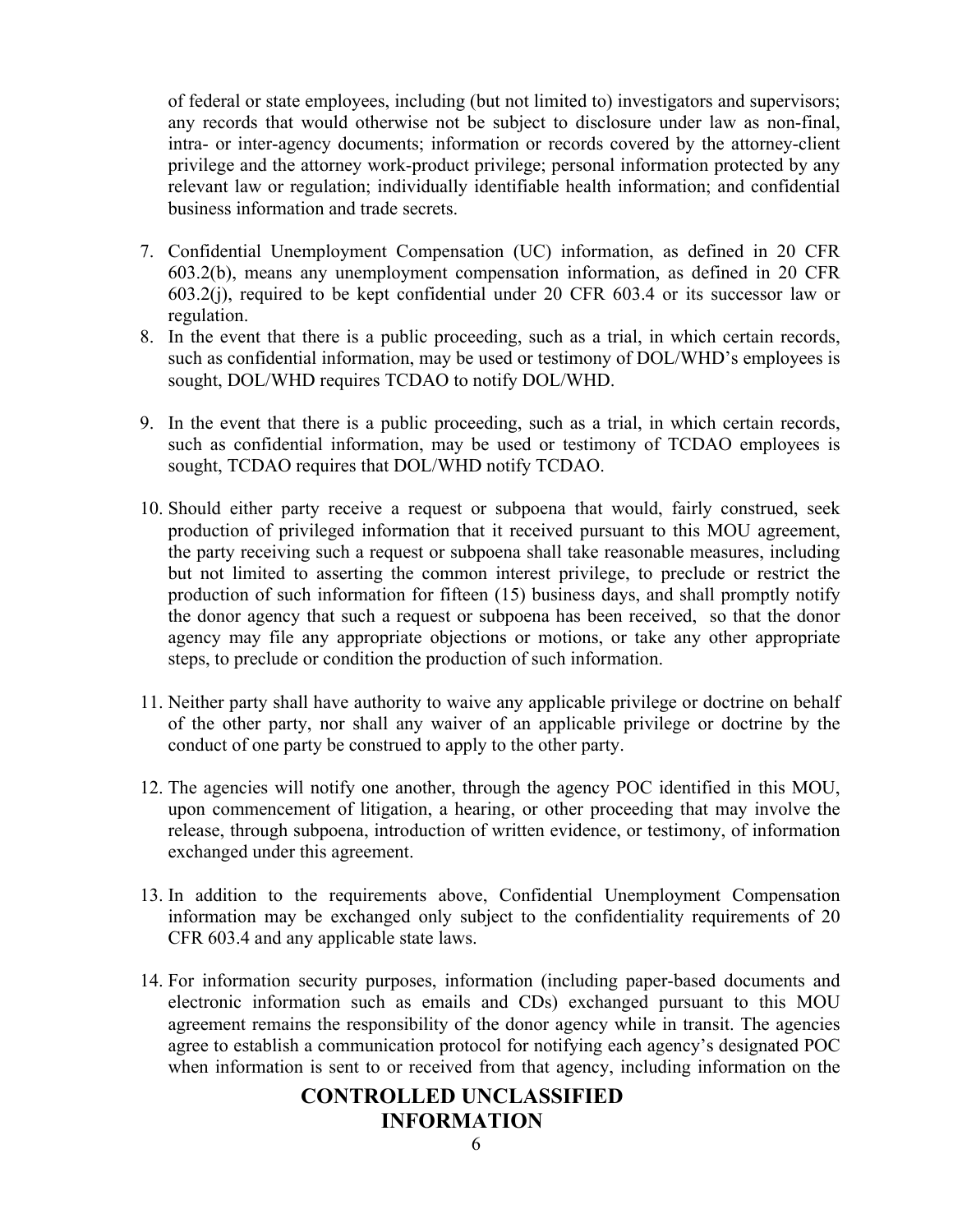of federal or state employees, including (but not limited to) investigators and supervisors; any records that would otherwise not be subject to disclosure under law as non-final, intra- or inter-agency documents; information or records covered by the attorney-client privilege and the attorney work-product privilege; personal information protected by any relevant law or regulation; individually identifiable health information; and confidential business information and trade secrets.

7. Confidential Unemployment Compensation (UC) information, as defined in 20 CFR 603.2(b), means any unemployment compensation information, as defined in 20 CFR 603.2(j), required to be kept confidential under 20 CFR 603.4 or its successor law or regulation.
8. In the event that there is a public proceeding, such as a trial, in which certain records, such as confidential information, may be used or testimony of DOL/WHD's employees is sought, DOL/WHD requires TCDAO to notify DOL/WHD.

9. In the event that there is a public proceeding, such as a trial, in which certain records, such as confidential information, may be used or testimony of TCDAO employees is sought, TCDAO requires that DOL/WHD notify TCDAO.

10. Should either party receive a request or subpoena that would, fairly construed, seek production of privileged information that it received pursuant to this MOU agreement, the party receiving such a request or subpoena shall take reasonable measures, including but not limited to asserting the common interest privilege, to preclude or restrict the production of such information for fifteen (15) business days, and shall promptly notify the donor agency that such a request or subpoena has been received, so that the donor agency may file any appropriate objections or motions, or take any other appropriate steps, to preclude or condition the production of such information.

11. Neither party shall have authority to waive any applicable privilege or doctrine on behalf of the other party, nor shall any waiver of an applicable privilege or doctrine by the conduct of one party be construed to apply to the other party.

12. The agencies will notify one another, through the agency POC identified in this MOU, upon commencement of litigation, a hearing, or other proceeding that may involve the release, through subpoena, introduction of written evidence, or testimony, of information exchanged under this agreement.

13. In addition to the requirements above, Confidential Unemployment Compensation information may be exchanged only subject to the confidentiality requirements of 20 CFR 603.4 and any applicable state laws.

14. For information security purposes, information (including paper-based documents and electronic information such as emails and CDs) exchanged pursuant to this MOU agreement remains the responsibility of the donor agency while in transit. The agencies agree to establish a communication protocol for notifying each agency's designated POC when information is sent to or received from that agency, including information on the

**CONTROLLED UNCLASSIFIED INFORMATION**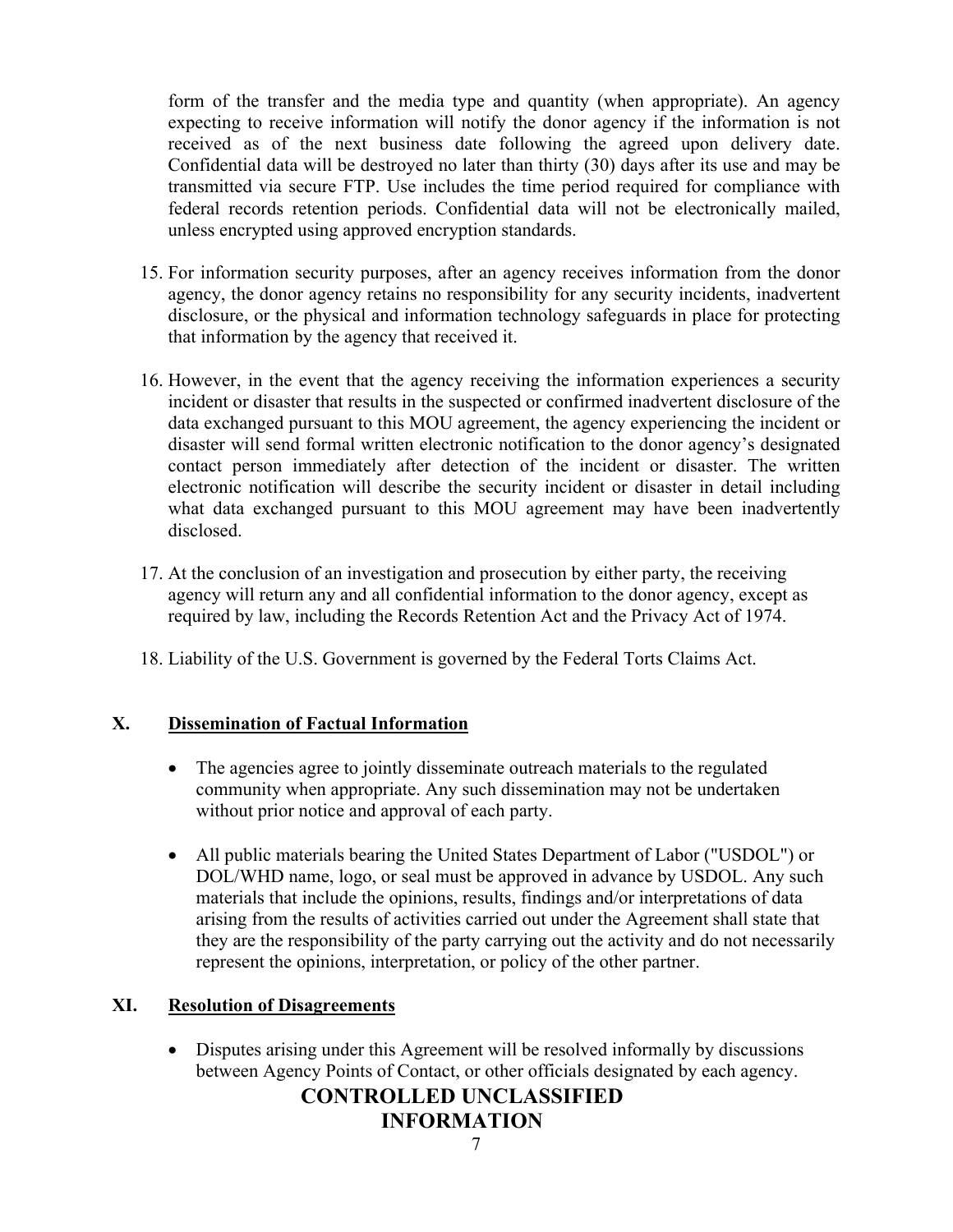form of the transfer and the media type and quantity (when appropriate). An agency expecting to receive information will notify the donor agency if the information is not received as of the next business date following the agreed upon delivery date. Confidential data will be destroyed no later than thirty (30) days after its use and may be transmitted via secure FTP. Use includes the time period required for compliance with federal records retention periods. Confidential data will not be electronically mailed, unless encrypted using approved encryption standards.

15. For information security purposes, after an agency receives information from the donor agency, the donor agency retains no responsibility for any security incidents, inadvertent disclosure, or the physical and information technology safeguards in place for protecting that information by the agency that received it.

16. However, in the event that the agency receiving the information experiences a security incident or disaster that results in the suspected or confirmed inadvertent disclosure of the data exchanged pursuant to this MOU agreement, the agency experiencing the incident or disaster will send formal written electronic notification to the donor agency's designated contact person immediately after detection of the incident or disaster. The written electronic notification will describe the security incident or disaster in detail including what data exchanged pursuant to this MOU agreement may have been inadvertently disclosed.

17. At the conclusion of an investigation and prosecution by either party, the receiving agency will return any and all confidential information to the donor agency, except as required by law, including the Records Retention Act and the Privacy Act of 1974.

18. Liability of the U.S. Government is governed by the Federal Torts Claims Act.

## X. Dissemination of Factual Information

- The agencies agree to jointly disseminate outreach materials to the regulated community when appropriate. Any such dissemination may not be undertaken without prior notice and approval of each party.

- All public materials bearing the United States Department of Labor ("USDOL") or DOL/WHD name, logo, or seal must be approved in advance by USDOL. Any such materials that include the opinions, results, findings and/or interpretations of data arising from the results of activities carried out under the Agreement shall state that they are the responsibility of the party carrying out the activity and do not necessarily represent the opinions, interpretation, or policy of the other partner.

## XI. Resolution of Disagreements

- Disputes arising under this Agreement will be resolved informally by discussions between Agency Points of Contact, or other officials designated by each agency.

**CONTROLLED UNCLASSIFIED INFORMATION**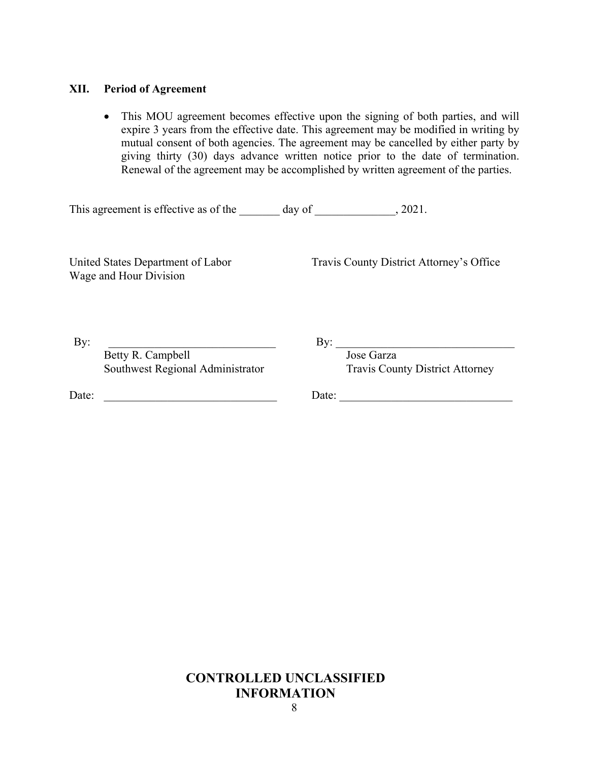### XII. Period of Agreement

- This MOU agreement becomes effective upon the signing of both parties, and will expire 3 years from the effective date. This agreement may be modified in writing by mutual consent of both agencies. The agreement may be cancelled by either party by giving thirty (30) days advance written notice prior to the date of termination. Renewal of the agreement may be accomplished by written agreement of the parties.

This agreement is effective as of the _______ day of ______________, 2021.

United States Department of Labor
Wage and Hour Division

By: ______________________________
Betty R. Campbell
Southwest Regional Administrator

Date: ______________________________

Travis County District Attorney's Office

By: ________________________________
Jose Garza
Travis County District Attorney

Date: ______________________________

**CONTROLLED UNCLASSIFIED INFORMATION**